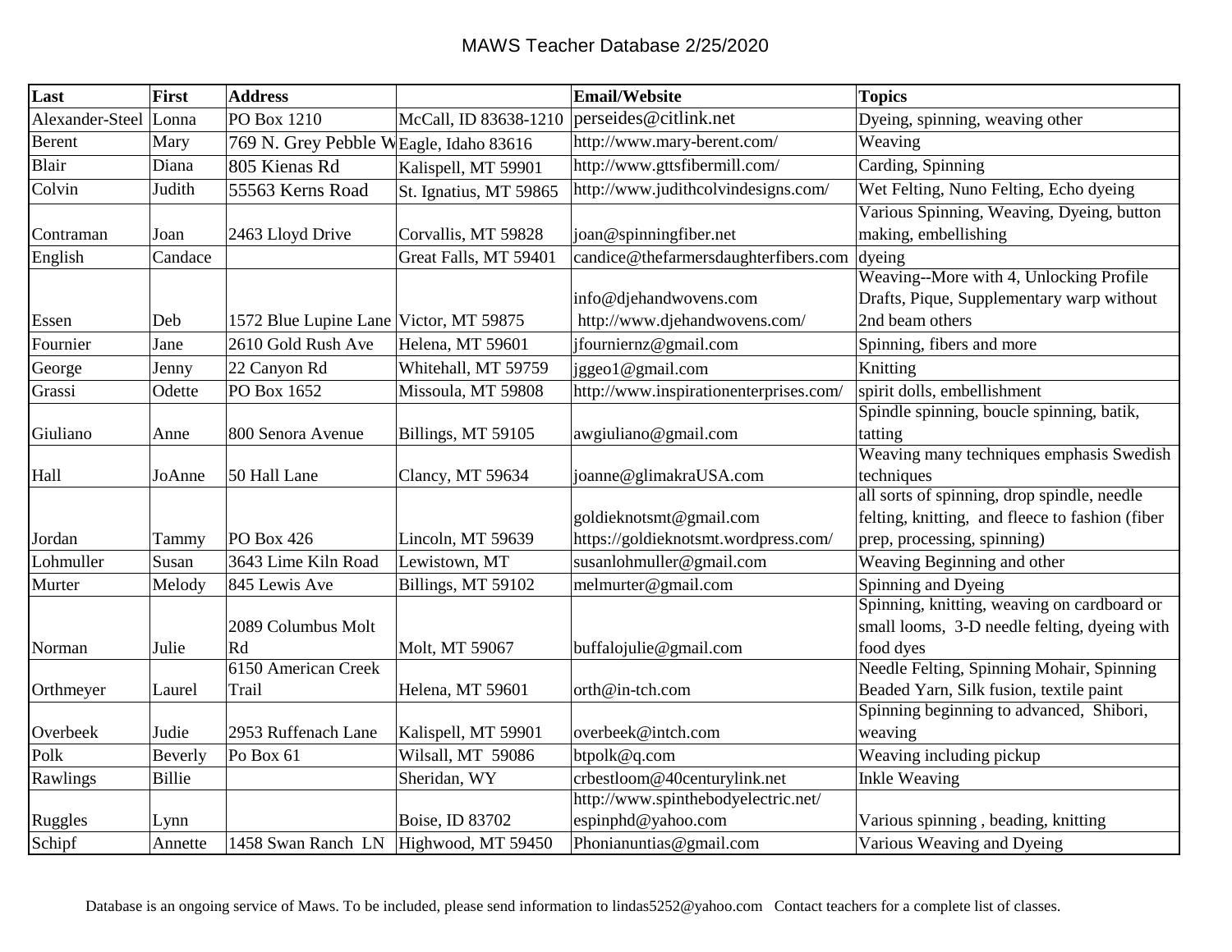# MAWS Teacher Database 2/25/2020

| Last | First | Address | | Email/Website | Topics |
|---|---|---|---|---|---|
| Alexander-Steel | Lonna | PO Box 1210 | McCall, ID 83638-1210 | perseides@citlink.net | Dyeing, spinning, weaving other |
| Berent | Mary | 769 N. Grey Pebble W | Eagle, Idaho 83616 | http://www.mary-berent.com/ | Weaving |
| Blair | Diana | 805 Kienas Rd | Kalispell, MT 59901 | http://www.gttsfibermill.com/ | Carding, Spinning |
| Colvin | Judith | 55563 Kerns Road | St. Ignatius, MT 59865 | http://www.judithcolvindesigns.com/ | Wet Felting, Nuno Felting, Echo dyeing |
| Contraman | Joan | 2463 Lloyd Drive | Corvallis, MT 59828 | joan@spinningfiber.net | Various Spinning, Weaving, Dyeing, button making, embellishing |
| English | Candace | | Great Falls, MT 59401 | candice@thefarmersdaughterfibers.com | dyeing |
| Essen | Deb | 1572 Blue Lupine Lane | Victor, MT 59875 | info@djehandwovens.com http://www.djehandwovens.com/ | Weaving--More with 4, Unlocking Profile Drafts, Pique, Supplementary warp without 2nd beam others |
| Fournier | Jane | 2610 Gold Rush Ave | Helena, MT 59601 | jfourniernz@gmail.com | Spinning, fibers and more |
| George | Jenny | 22 Canyon Rd | Whitehall, MT 59759 | jggeo1@gmail.com | Knitting |
| Grassi | Odette | PO Box 1652 | Missoula, MT 59808 | http://www.inspirationenterprises.com/ | spirit dolls, embellishment |
| Giuliano | Anne | 800 Senora Avenue | Billings, MT 59105 | awgiuliano@gmail.com | Spindle spinning, boucle spinning, batik, tatting |
| Hall | JoAnne | 50 Hall Lane | Clancy, MT 59634 | joanne@glimakraUSA.com | Weaving many techniques emphasis Swedish techniques |
| Jordan | Tammy | PO Box 426 | Lincoln, MT 59639 | goldieknotsmt@gmail.com https://goldieknotsmt.wordpress.com/ | all sorts of spinning, drop spindle, needle felting, knitting, and fleece to fashion (fiber prep, processing, spinning) |
| Lohmuller | Susan | 3643 Lime Kiln Road | Lewistown, MT | susanlohmuller@gmail.com | Weaving Beginning and other |
| Murter | Melody | 845 Lewis Ave | Billings, MT 59102 | melmurter@gmail.com | Spinning and Dyeing |
| Norman | Julie | 2089 Columbus Molt Rd | Molt, MT 59067 | buffalojulie@gmail.com | Spinning, knitting, weaving on cardboard or small looms, 3-D needle felting, dyeing with food dyes |
| Orthmeyer | Laurel | 6150 American Creek Trail | Helena, MT 59601 | orth@in-tch.com | Needle Felting, Spinning Mohair, Spinning Beaded Yarn, Silk fusion, textile paint |
| Overbeek | Judie | 2953 Ruffenach Lane | Kalispell, MT 59901 | overbeek@intch.com | Spinning beginning to advanced, Shibori, weaving |
| Polk | Beverly | Po Box 61 | Wilsall, MT 59086 | btpolk@q.com | Weaving including pickup |
| Rawlings | Billie | | Sheridan, WY | crbestloom@40centurylink.net | Inkle Weaving |
| Ruggles | Lynn | | Boise, ID 83702 | http://www.spinthebodyelectric.net/ espinphd@yahoo.com | Various spinning , beading, knitting |
| Schipf | Annette | 1458 Swan Ranch LN | Highwood, MT 59450 | Phonianuntias@gmail.com | Various Weaving and Dyeing |

Database is an ongoing service of Maws. To be included, please send information to lindas5252@yahoo.com Contact teachers for a complete list of classes.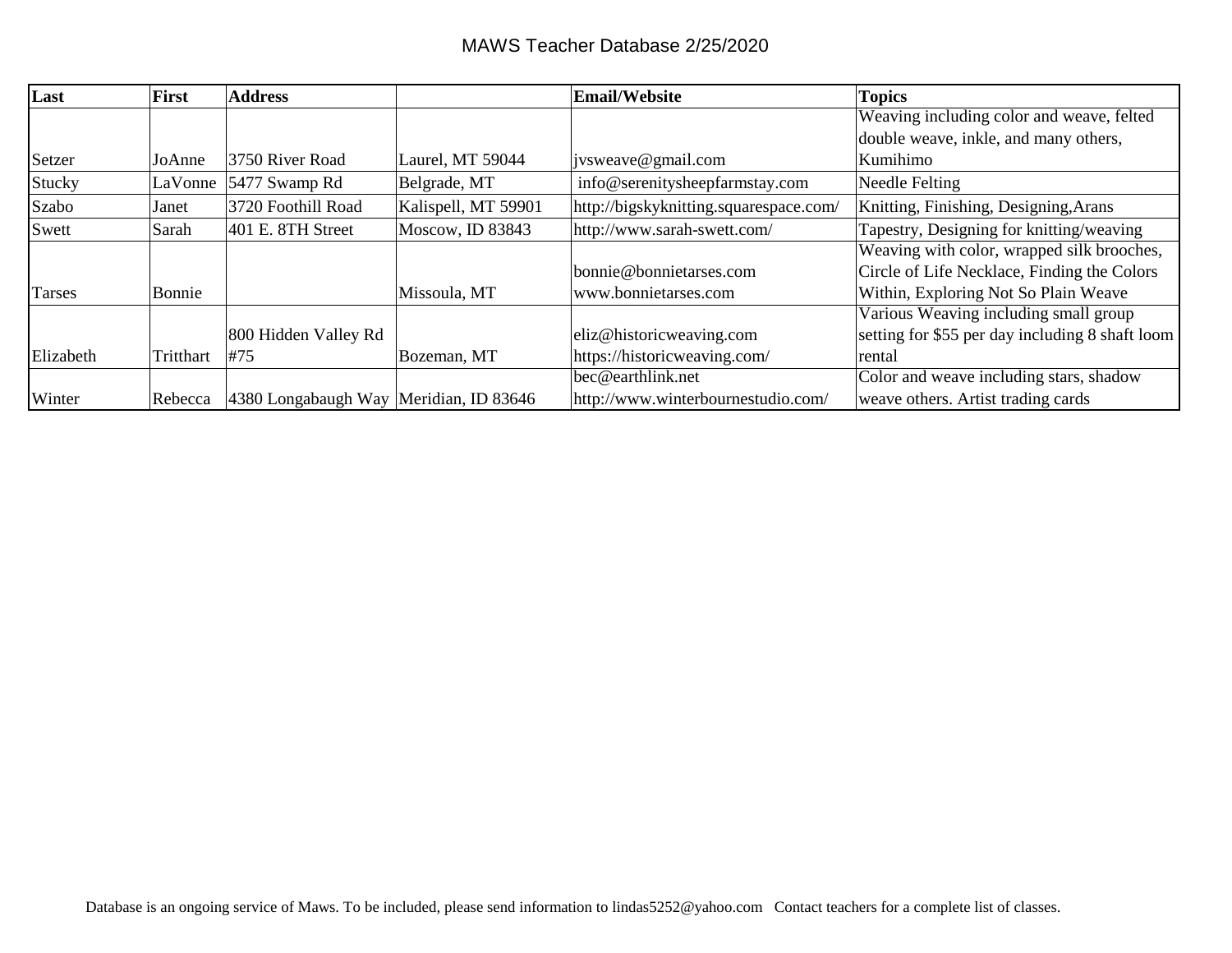MAWS Teacher Database 2/25/2020

| Last | First | Address | | Email/Website | Topics |
|---|---|---|---|---|---|
| Setzer | JoAnne | 3750 River Road | Laurel, MT 59044 | jvsweave@gmail.com | Weaving including color and weave, felted double weave, inkle, and many others, Kumihimo |
| Stucky | LaVonne | 5477 Swamp Rd | Belgrade, MT | info@serenitysheepfarmstay.com | Needle Felting |
| Szabo | Janet | 3720 Foothill Road | Kalispell, MT 59901 | http://bigskyknitting.squarespace.com/ | Knitting, Finishing, Designing,Arans |
| Swett | Sarah | 401 E. 8TH Street | Moscow, ID 83843 | http://www.sarah-swett.com/ | Tapestry, Designing for knitting/weaving |
| Tarses | Bonnie | | Missoula, MT | bonnie@bonnietarses.com www.bonnietarses.com | Weaving with color, wrapped silk brooches, Circle of Life Necklace, Finding the Colors Within, Exploring Not So Plain Weave |
| Elizabeth | Tritthart | 800 Hidden Valley Rd #75 | Bozeman, MT | eliz@historicweaving.com https://historicweaving.com/ | Various Weaving including small group setting for $55 per day including 8 shaft loom rental |
| Winter | Rebecca | 4380 Longabaugh Way | Meridian, ID 83646 | bec@earthlink.net http://www.winterbournestudio.com/ | Color and weave including stars, shadow weave others. Artist trading cards |

Database is an ongoing service of Maws. To be included, please send information to lindas5252@yahoo.com Contact teachers for a complete list of classes.